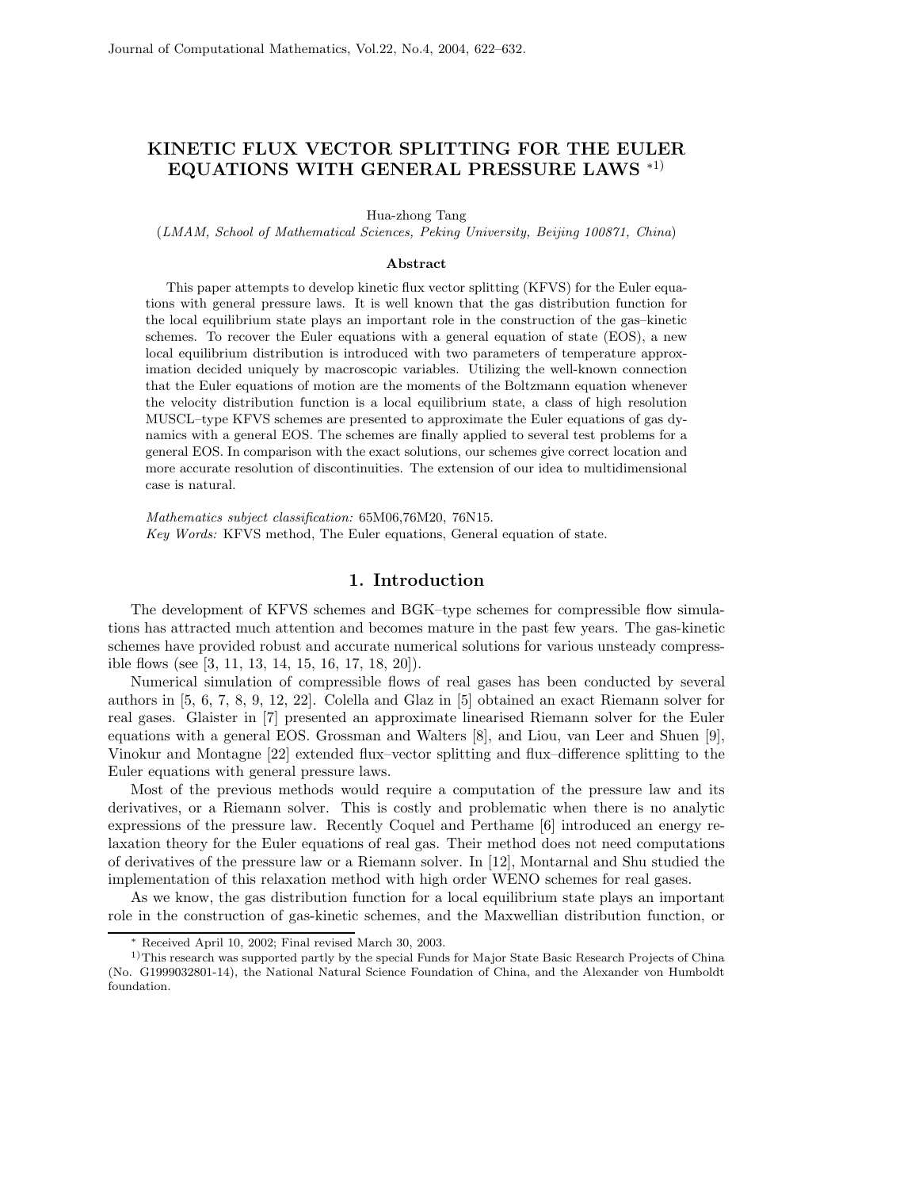# KINETIC FLUX VECTOR SPLITTING FOR THE EULER EQUATIONS WITH GENERAL PRESSURE LAWS [*1)]

Hua-zhong Tang

(*LMAM, School of Mathematical Sciences, Peking University, Beijing 100871, China*)

### Abstract

This paper attempts to develop kinetic flux vector splitting (KFVS) for the Euler equations with general pressure laws. It is well known that the gas distribution function for the local equilibrium state plays an important role in the construction of the gas–kinetic schemes. To recover the Euler equations with a general equation of state (EOS), a new local equilibrium distribution is introduced with two parameters of temperature approximation decided uniquely by macroscopic variables. Utilizing the well-known connection that the Euler equations of motion are the moments of the Boltzmann equation whenever the velocity distribution function is a local equilibrium state, a class of high resolution MUSCL–type KFVS schemes are presented to approximate the Euler equations of gas dynamics with a general EOS. The schemes are finally applied to several test problems for a general EOS. In comparison with the exact solutions, our schemes give correct location and more accurate resolution of discontinuities. The extension of our idea to multidimensional case is natural.

*Mathematics subject classification:* 65M06,76M20, 76N15.
*Key Words:* KFVS method, The Euler equations, General equation of state.

## 1. Introduction

The development of KFVS schemes and BGK–type schemes for compressible flow simulations has attracted much attention and becomes mature in the past few years. The gas-kinetic schemes have provided robust and accurate numerical solutions for various unsteady compressible flows (see [3, 11, 13, 14, 15, 16, 17, 18, 20]).

Numerical simulation of compressible flows of real gases has been conducted by several authors in [5, 6, 7, 8, 9, 12, 22]. Colella and Glaz in [5] obtained an exact Riemann solver for real gases. Glaister in [7] presented an approximate linearised Riemann solver for the Euler equations with a general EOS. Grossman and Walters [8], and Liou, van Leer and Shuen [9], Vinokur and Montagne [22] extended flux–vector splitting and flux–difference splitting to the Euler equations with general pressure laws.

Most of the previous methods would require a computation of the pressure law and its derivatives, or a Riemann solver. This is costly and problematic when there is no analytic expressions of the pressure law. Recently Coquel and Perthame [6] introduced an energy relaxation theory for the Euler equations of real gas. Their method does not need computations of derivatives of the pressure law or a Riemann solver. In [12], Montarnal and Shu studied the implementation of this relaxation method with high order WENO schemes for real gases.

As we know, the gas distribution function for a local equilibrium state plays an important role in the construction of gas-kinetic schemes, and the Maxwellian distribution function, or

[*] Received April 10, 2002; Final revised March 30, 2003.

[1)] This research was supported partly by the special Funds for Major State Basic Research Projects of China (No. G1999032801-14), the National Natural Science Foundation of China, and the Alexander von Humboldt foundation.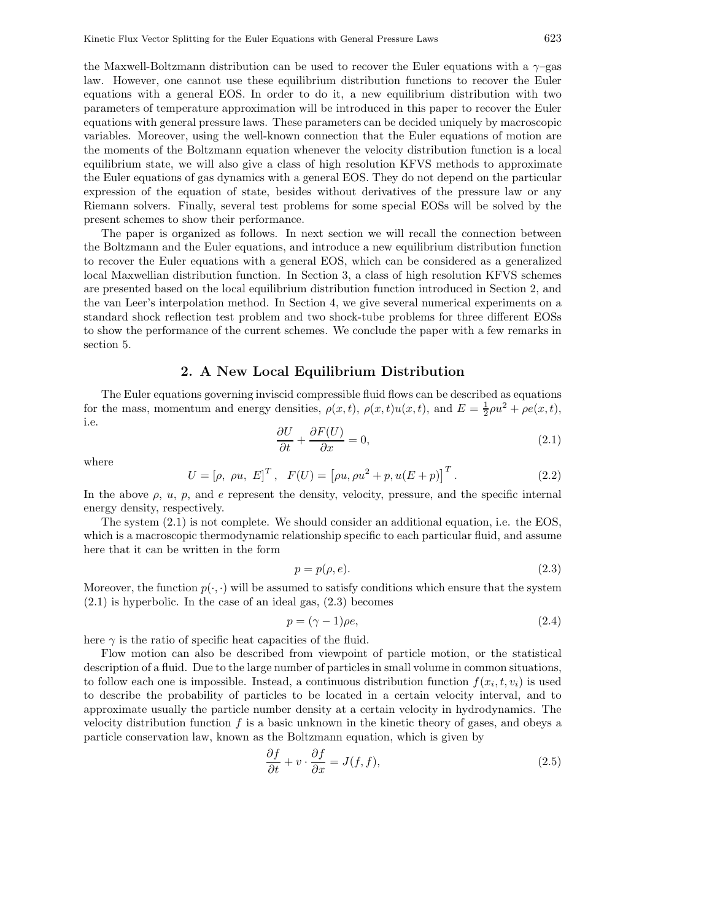the Maxwell-Boltzmann distribution can be used to recover the Euler equations with a $\gamma$–gas law. However, one cannot use these equilibrium distribution functions to recover the Euler equations with a general EOS. In order to do it, a new equilibrium distribution with two parameters of temperature approximation will be introduced in this paper to recover the Euler equations with general pressure laws. These parameters can be decided uniquely by macroscopic variables. Moreover, using the well-known connection that the Euler equations of motion are the moments of the Boltzmann equation whenever the velocity distribution function is a local equilibrium state, we will also give a class of high resolution KFVS methods to approximate the Euler equations of gas dynamics with a general EOS. They do not depend on the particular expression of the equation of state, besides without derivatives of the pressure law or any Riemann solvers. Finally, several test problems for some special EOSs will be solved by the present schemes to show their performance.

The paper is organized as follows. In next section we will recall the connection between the Boltzmann and the Euler equations, and introduce a new equilibrium distribution function to recover the Euler equations with a general EOS, which can be considered as a generalized local Maxwellian distribution function. In Section 3, a class of high resolution KFVS schemes are presented based on the local equilibrium distribution function introduced in Section 2, and the van Leer's interpolation method. In Section 4, we give several numerical experiments on a standard shock reflection test problem and two shock-tube problems for three different EOSs to show the performance of the current schemes. We conclude the paper with a few remarks in section 5.

## 2. A New Local Equilibrium Distribution

The Euler equations governing inviscid compressible fluid flows can be described as equations for the mass, momentum and energy densities, $\rho(x,t)$, $\rho(x,t)u(x,t)$, and $E = \frac{1}{2}\rho u^2 + \rho e(x,t)$, i.e.

$$\frac{\partial U}{\partial t} + \frac{\partial F(U)}{\partial x} = 0, \tag{2.1}$$

where

$$U = [\rho,\ \rho u,\ E]^T, \quad F(U) = \left[\rho u, \rho u^2 + p, u(E+p)\right]^T. \tag{2.2}$$

In the above $\rho$, $u$, $p$, and $e$ represent the density, velocity, pressure, and the specific internal energy density, respectively.

The system (2.1) is not complete. We should consider an additional equation, i.e. the EOS, which is a macroscopic thermodynamic relationship specific to each particular fluid, and assume here that it can be written in the form

$$p = p(\rho, e). \tag{2.3}$$

Moreover, the function $p(\cdot,\cdot)$ will be assumed to satisfy conditions which ensure that the system (2.1) is hyperbolic. In the case of an ideal gas, (2.3) becomes

$$p = (\gamma - 1)\rho e, \tag{2.4}$$

here $\gamma$ is the ratio of specific heat capacities of the fluid.

Flow motion can also be described from viewpoint of particle motion, or the statistical description of a fluid. Due to the large number of particles in small volume in common situations, to follow each one is impossible. Instead, a continuous distribution function $f(x_i, t, v_i)$ is used to describe the probability of particles to be located in a certain velocity interval, and to approximate usually the particle number density at a certain velocity in hydrodynamics. The velocity distribution function $f$ is a basic unknown in the kinetic theory of gases, and obeys a particle conservation law, known as the Boltzmann equation, which is given by

$$\frac{\partial f}{\partial t} + v \cdot \frac{\partial f}{\partial x} = J(f,f), \tag{2.5}$$